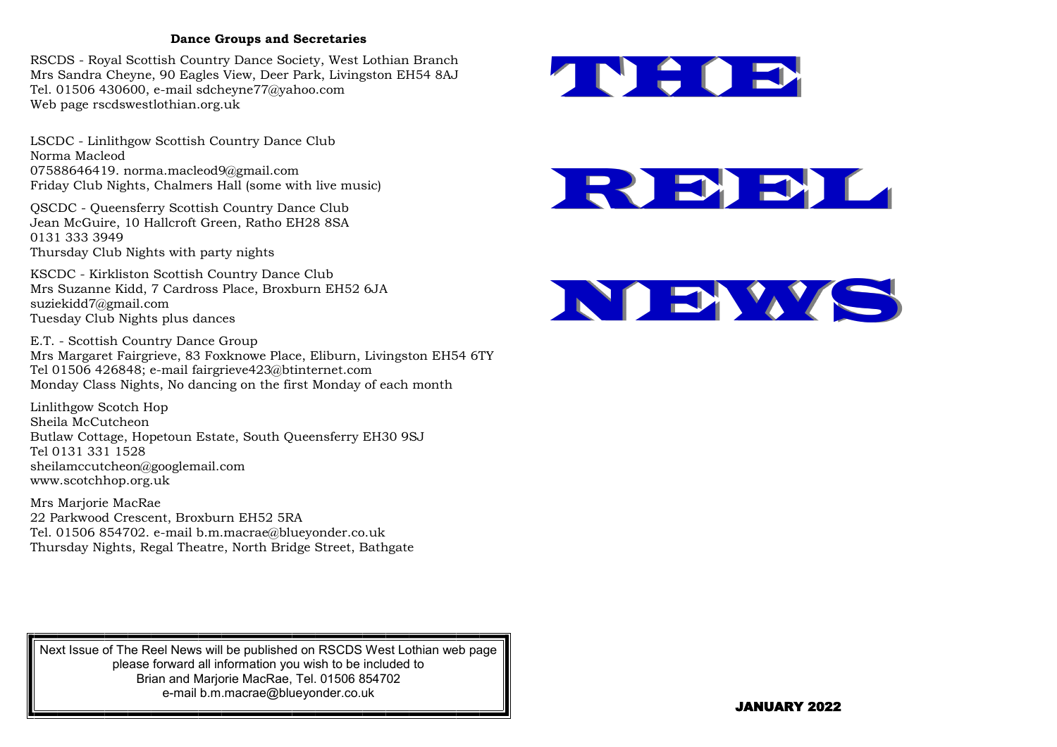## Dance Groups and Secretaries

RSCDS - Royal Scottish Country Dance Society, West Lothian Branch
Mrs Sandra Cheyne, 90 Eagles View, Deer Park, Livingston EH54 8AJ
Tel. 01506 430600, e-mail sdcheyne77@yahoo.com
Web page rscdswestlothian.org.uk

LSCDC - Linlithgow Scottish Country Dance Club
Norma Macleod
07588646419. norma.macleod9@gmail.com
Friday Club Nights, Chalmers Hall (some with live music)

QSCDC - Queensferry Scottish Country Dance Club
Jean McGuire, 10 Hallcroft Green, Ratho EH28 8SA
0131 333 3949
Thursday Club Nights with party nights

KSCDC - Kirkliston Scottish Country Dance Club
Mrs Suzanne Kidd, 7 Cardross Place, Broxburn EH52 6JA
suziekidd7@gmail.com
Tuesday Club Nights plus dances

E.T. - Scottish Country Dance Group
Mrs Margaret Fairgrieve, 83 Foxknowe Place, Eliburn, Livingston EH54 6TY
Tel 01506 426848; e-mail fairgrieve423@btinternet.com
Monday Class Nights, No dancing on the first Monday of each month

Linlithgow Scotch Hop
Sheila McCutcheon
Butlaw Cottage, Hopetoun Estate, South Queensferry EH30 9SJ
Tel 0131 331 1528
sheilamccutcheon@googlemail.com
www.scotchhop.org.uk

Mrs Marjorie MacRae
22 Parkwood Crescent, Broxburn EH52 5RA
Tel. 01506 854702. e-mail b.m.macrae@blueyonder.co.uk
Thursday Nights, Regal Theatre, North Bridge Street, Bathgate

Next Issue of The Reel News will be published on RSCDS West Lothian web page
please forward all information you wish to be included to
Brian and Marjorie MacRae, Tel. 01506 854702
e-mail b.m.macrae@blueyonder.co.uk

# THE REEL NEWS

**JANUARY 2022**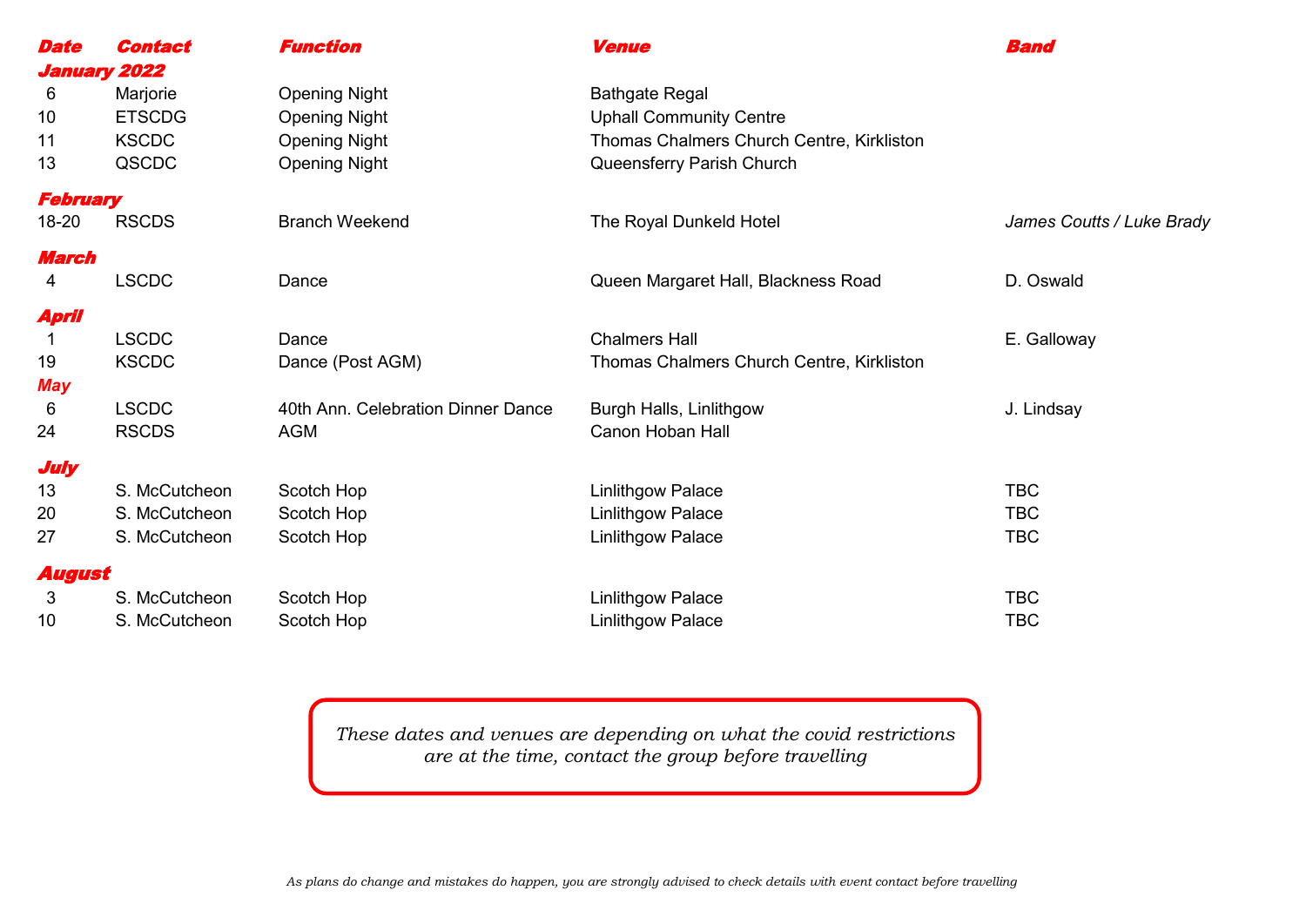| Date | Contact | Function | Venue | Band |
|---|---|---|---|---|
| **January 2022** | | | | |
| 6 | Marjorie | Opening Night | Bathgate Regal | |
| 10 | ETSCDG | Opening Night | Uphall Community Centre | |
| 11 | KSCDC | Opening Night | Thomas Chalmers Church Centre, Kirkliston | |
| 13 | QSCDC | Opening Night | Queensferry Parish Church | |
| **February** | | | | |
| 18-20 | RSCDS | Branch Weekend | The Royal Dunkeld Hotel | *James Coutts / Luke Brady* |
| **March** | | | | |
| 4 | LSCDC | Dance | Queen Margaret Hall, Blackness Road | D. Oswald |
| **April** | | | | |
| 1 | LSCDC | Dance | Chalmers Hall | E. Galloway |
| 19 | KSCDC | Dance (Post AGM) | Thomas Chalmers Church Centre, Kirkliston | |
| **May** | | | | |
| 6 | LSCDC | 40th Ann. Celebration Dinner Dance | Burgh Halls, Linlithgow | J. Lindsay |
| 24 | RSCDS | AGM | Canon Hoban Hall | |
| **July** | | | | |
| 13 | S. McCutcheon | Scotch Hop | Linlithgow Palace | TBC |
| 20 | S. McCutcheon | Scotch Hop | Linlithgow Palace | TBC |
| 27 | S. McCutcheon | Scotch Hop | Linlithgow Palace | TBC |
| **August** | | | | |
| 3 | S. McCutcheon | Scotch Hop | Linlithgow Palace | TBC |
| 10 | S. McCutcheon | Scotch Hop | Linlithgow Palace | TBC |

*These dates and venues are depending on what the covid restrictions are at the time, contact the group before travelling*

*As plans do change and mistakes do happen, you are strongly advised to check details with event contact before travelling*